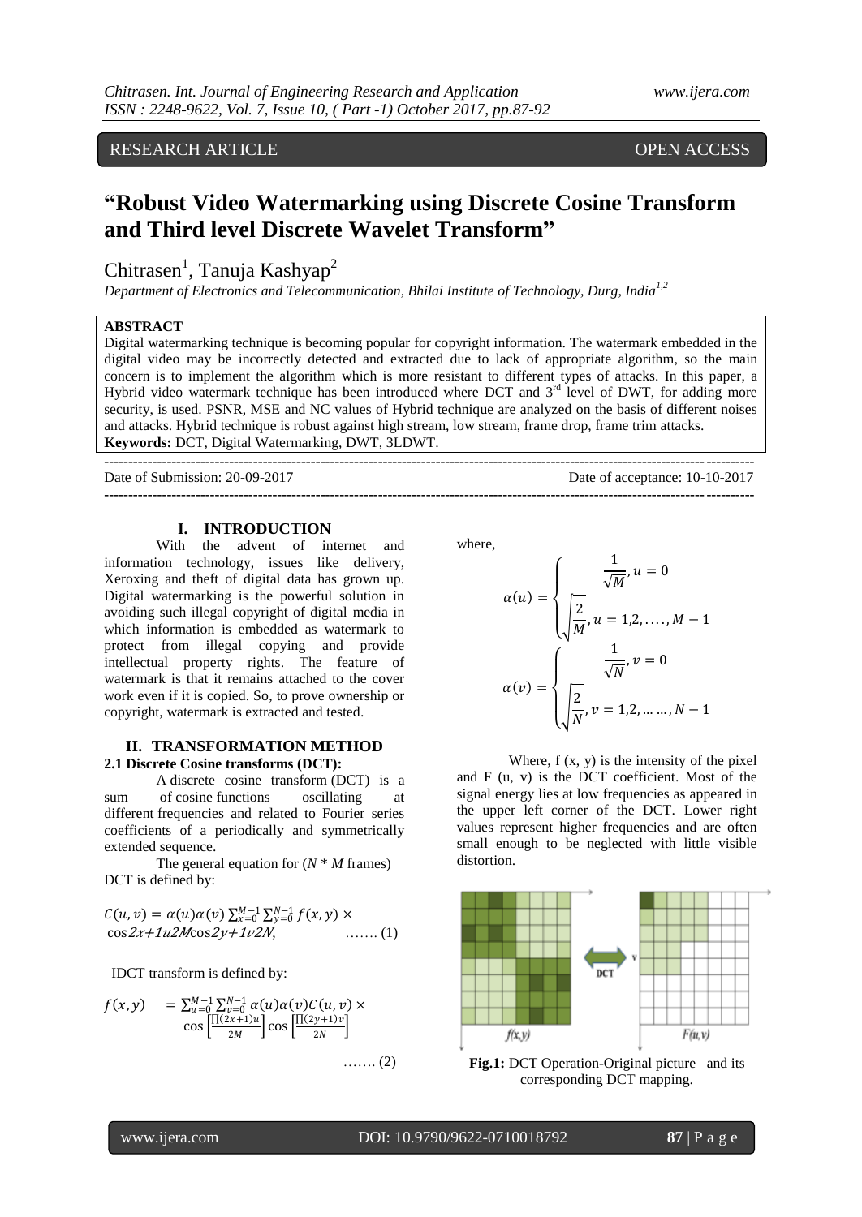RESEARCH ARTICLE OPEN ACCESS

# "Robust Video Watermarking using Discrete Cosine Transform and Third level Discrete Wavelet Transform"

Chitrasen[1], Tanuja Kashyap[2]

*Department of Electronics and Telecommunication, Bhilai Institute of Technology, Durg, India[1,2]*

**ABSTRACT**

Digital watermarking technique is becoming popular for copyright information. The watermark embedded in the digital video may be incorrectly detected and extracted due to lack of appropriate algorithm, so the main concern is to implement the algorithm which is more resistant to different types of attacks. In this paper, a Hybrid video watermark technique has been introduced where DCT and 3rd level of DWT, for adding more security, is used. PSNR, MSE and NC values of Hybrid technique are analyzed on the basis of different noises and attacks. Hybrid technique is robust against high stream, low stream, frame drop, frame trim attacks.

**Keywords:** DCT, Digital Watermarking, DWT, 3LDWT.

Date of Submission: 20-09-2017 Date of acceptance: 10-10-2017

## I. INTRODUCTION

With the advent of internet and information technology, issues like delivery, Xeroxing and theft of digital data has grown up. Digital watermarking is the powerful solution in avoiding such illegal copyright of digital media in which information is embedded as watermark to protect from illegal copying and provide intellectual property rights. The feature of watermark is that it remains attached to the cover work even if it is copied. So, to prove ownership or copyright, watermark is extracted and tested.

## II. TRANSFORMATION METHOD

### 2.1 Discrete Cosine transforms (DCT):

A discrete cosine transform (DCT) is a sum of cosine functions oscillating at different frequencies and related to Fourier series coefficients of a periodically and symmetrically extended sequence.

The general equation for ($N$ * $M$ frames) DCT is defined by:

$$C(u,v) = \alpha(u)\alpha(v)\sum_{x=0}^{M-1}\sum_{y=0}^{N-1} f(x,y) \times \cos\frac{(2x+1)u}{2M}\cos\frac{(2y+1)v}{2N}, \quad \ldots\ldots (1)$$

IDCT transform is defined by:

$$f(x,y) = \sum_{u=0}^{M-1}\sum_{v=0}^{N-1}\alpha(u)\alpha(v)C(u,v) \times \cos\left[\frac{\prod(2x+1)u}{2M}\right]\cos\left[\frac{\prod(2y+1)v}{2N}\right] \quad \ldots\ldots (2)$$

where,

$$\alpha(u) = \begin{cases} \frac{1}{\sqrt{M}}, u = 0 \\ \sqrt{\frac{2}{M}}, u = 1,2,\ldots.,M-1 \end{cases}$$

$$\alpha(v) = \begin{cases} \frac{1}{\sqrt{N}}, v = 0 \\ \sqrt{\frac{2}{N}}, v = 1,2,\ldots\ldots,N-1 \end{cases}$$

Where, f (x, y) is the intensity of the pixel and F (u, v) is the DCT coefficient. Most of the signal energy lies at low frequencies as appeared in the upper left corner of the DCT. Lower right values represent higher frequencies and are often small enough to be neglected with little visible distortion.

**Fig.1:** DCT Operation-Original picture and its corresponding DCT mapping.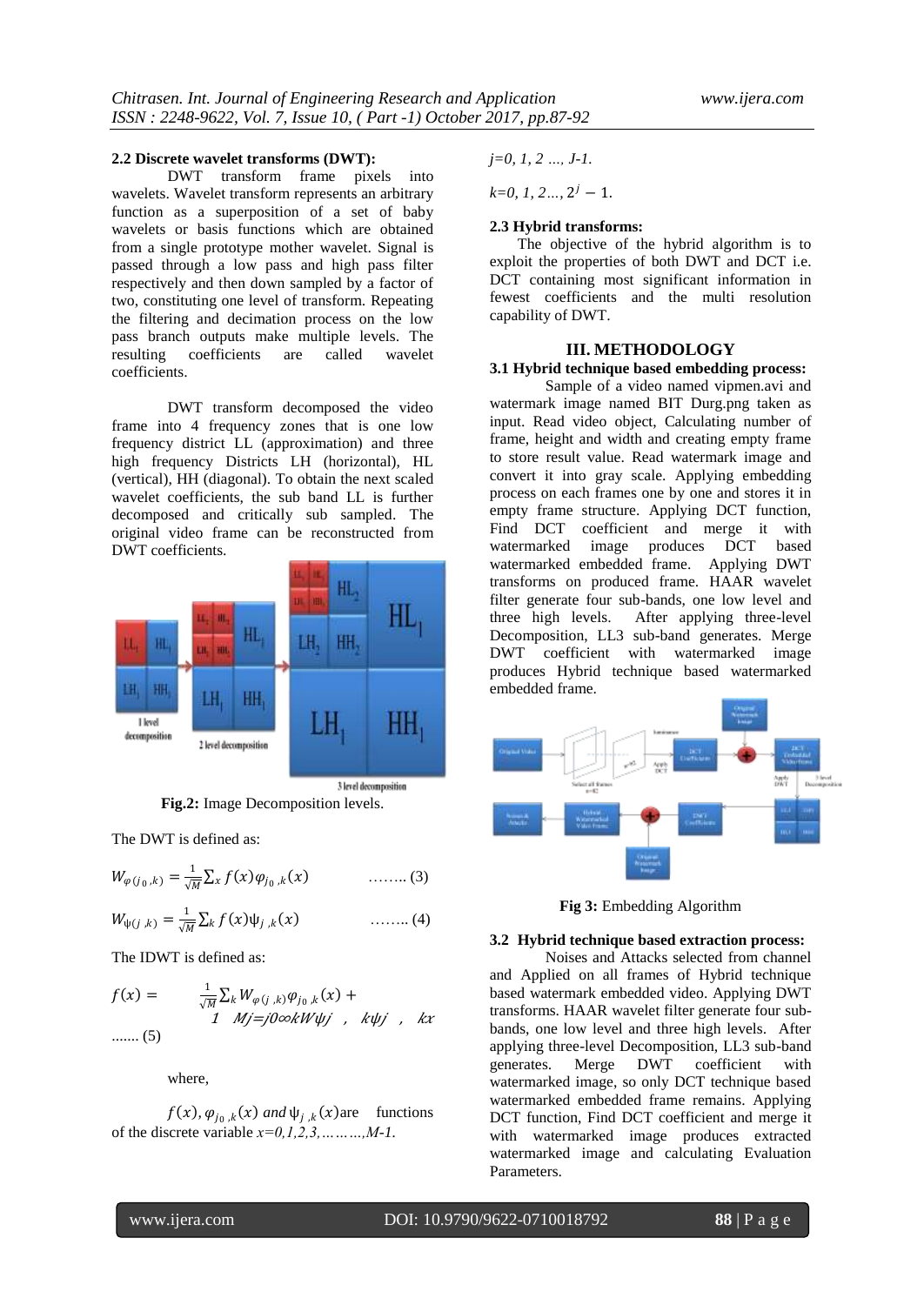#### 2.2 Discrete wavelet transforms (DWT):

DWT transform frame pixels into wavelets. Wavelet transform represents an arbitrary function as a superposition of a set of baby wavelets or basis functions which are obtained from a single prototype mother wavelet. Signal is passed through a low pass and high pass filter respectively and then down sampled by a factor of two, constituting one level of transform. Repeating the filtering and decimation process on the low pass branch outputs make multiple levels. The resulting coefficients are called wavelet coefficients.

DWT transform decomposed the video frame into 4 frequency zones that is one low frequency district LL (approximation) and three high frequency Districts LH (horizontal), HL (vertical), HH (diagonal). To obtain the next scaled wavelet coefficients, the sub band LL is further decomposed and critically sub sampled. The original video frame can be reconstructed from DWT coefficients.

**Fig.2:** Image Decomposition levels.

The DWT is defined as:

$$W_{\varphi(j_0,k)} = \frac{1}{\sqrt{M}} \sum_x f(x) \varphi_{j_0,k}(x) \quad \text{........ (3)}$$

$$W_{\psi(j,k)} = \frac{1}{\sqrt{M}} \sum_k f(x) \psi_{j,k}(x) \quad \text{........ (4)}$$

The IDWT is defined as:

$f(x) = \quad \frac{1}{\sqrt{M}} \sum_k W_{\varphi(j,k)} \varphi_{j_0,k}(x) +$
1 Mj=j0∞kWψj , kψj , kx
....... (5)

where,

$f(x), \varphi_{j_0,k}(x)$ *and* $\psi_{j,k}(x)$ are functions of the discrete variable $x=0,1,2,3,\ldots\ldots\ldots,M-1.$

$j=0, 1, 2 \ldots, J-1.$

$k=0, 1, 2 \ldots, 2^j - 1.$

#### 2.3 Hybrid transforms:

The objective of the hybrid algorithm is to exploit the properties of both DWT and DCT i.e. DCT containing most significant information in fewest coefficients and the multi resolution capability of DWT.

## III. METHODOLOGY

#### 3.1 Hybrid technique based embedding process:

Sample of a video named vipmen.avi and watermark image named BIT Durg.png taken as input. Read video object, Calculating number of frame, height and width and creating empty frame to store result value. Read watermark image and convert it into gray scale. Applying embedding process on each frames one by one and stores it in empty frame structure. Applying DCT function, Find DCT coefficient and merge it with watermarked image produces DCT based watermarked embedded frame. Applying DWT transforms on produced frame. HAAR wavelet filter generate four sub-bands, one low level and three high levels. After applying three-level Decomposition, LL3 sub-band generates. Merge DWT coefficient with watermarked image produces Hybrid technique based watermarked embedded frame.

**Fig 3:** Embedding Algorithm

#### 3.2 Hybrid technique based extraction process:

Noises and Attacks selected from channel and Applied on all frames of Hybrid technique based watermark embedded video. Applying DWT transforms. HAAR wavelet filter generate four sub-bands, one low level and three high levels. After applying three-level Decomposition, LL3 sub-band generates. Merge DWT coefficient with watermarked image, so only DCT technique based watermarked embedded frame remains. Applying DCT function, Find DCT coefficient and merge it with watermarked image produces extracted watermarked image and calculating Evaluation Parameters.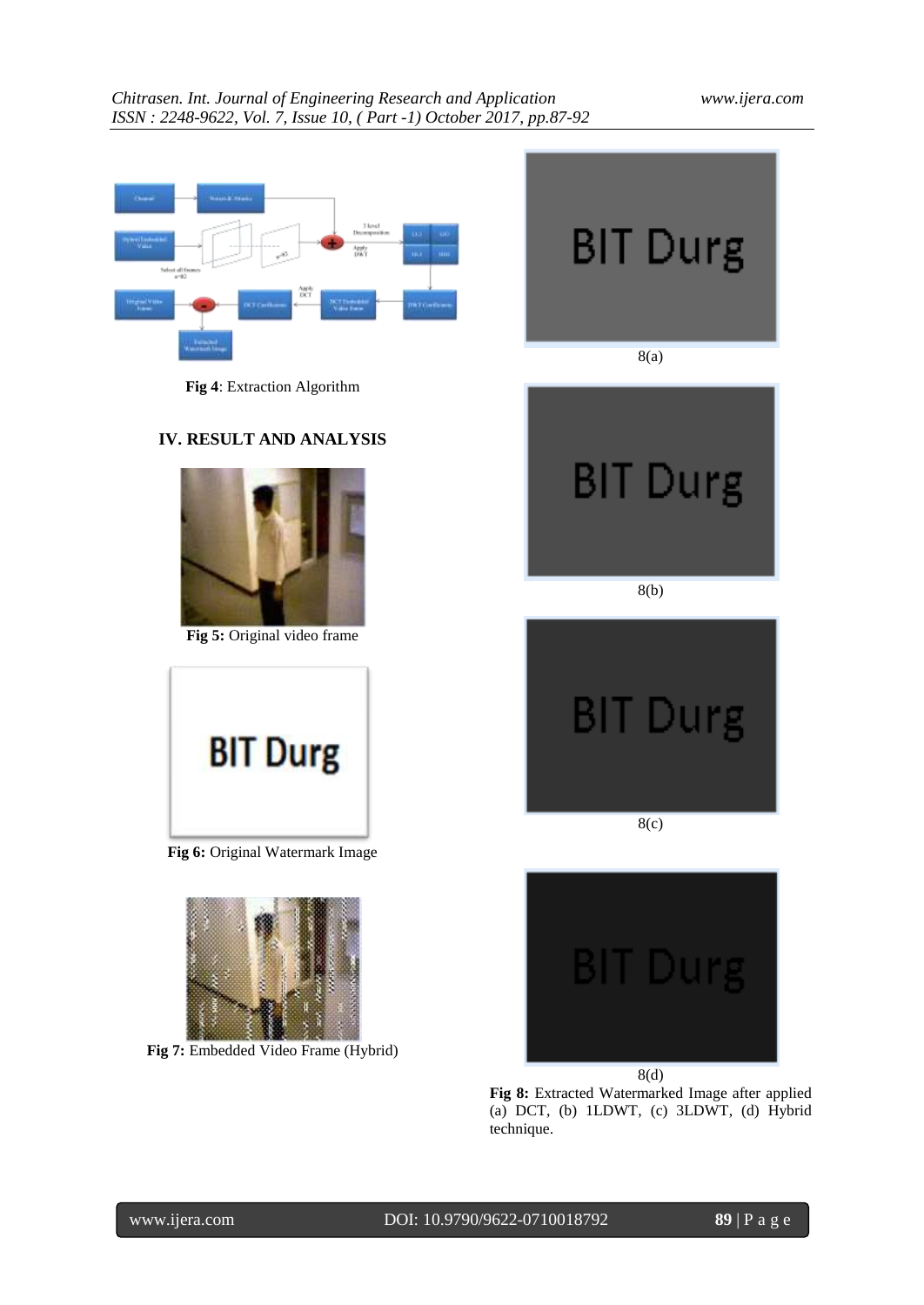**Fig 4**: Extraction Algorithm

## IV. RESULT AND ANALYSIS

**Fig 5:** Original video frame

**Fig 6:** Original Watermark Image

**Fig 7:** Embedded Video Frame (Hybrid)

8(a)

8(b)

8(c)

8(d)

**Fig 8:** Extracted Watermarked Image after applied (a) DCT, (b) 1LDWT, (c) 3LDWT, (d) Hybrid technique.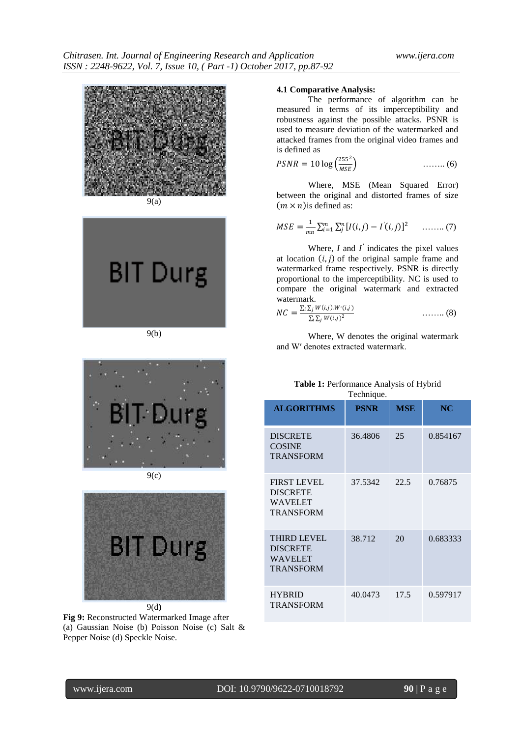9(a)

9(b)

9(c)

9(d)

**Fig 9:** Reconstructed Watermarked Image after (a) Gaussian Noise (b) Poisson Noise (c) Salt & Pepper Noise (d) Speckle Noise.

**4.1 Comparative Analysis:**

The performance of algorithm can be measured in terms of its imperceptibility and robustness against the possible attacks. PSNR is used to measure deviation of the watermarked and attacked frames from the original video frames and is defined as

$$PSNR = 10 \log\left(\frac{255^2}{MSE}\right) \quad \text{........ (6)}$$

Where, MSE (Mean Squared Error) between the original and distorted frames of size $(m \times n)$ is defined as:

$$MSE = \frac{1}{mn}\sum_{i=1}^{m}\sum_{j}^{n}[I(i,j) - I'(i,j)]^2 \quad \text{........ (7)}$$

Where, $I$ and $I'$ indicates the pixel values at location $(i, j)$ of the original sample frame and watermarked frame respectively. PSNR is directly proportional to the imperceptibility. NC is used to compare the original watermark and extracted watermark.

$$NC = \frac{\sum_i \sum_j W(i,j).W'(i,j)}{\sum_i \sum_j W(i,j)^2} \quad \text{........ (8)}$$

Where, W denotes the original watermark and W′ denotes extracted watermark.

**Table 1:** Performance Analysis of Hybrid Technique.

| ALGORITHMS | PSNR | MSE | NC |
|---|---|---|---|
| DISCRETE COSINE TRANSFORM | 36.4806 | 25 | 0.854167 |
| FIRST LEVEL DISCRETE WAVELET TRANSFORM | 37.5342 | 22.5 | 0.76875 |
| THIRD LEVEL DISCRETE WAVELET TRANSFORM | 38.712 | 20 | 0.683333 |
| HYBRID TRANSFORM | 40.0473 | 17.5 | 0.597917 |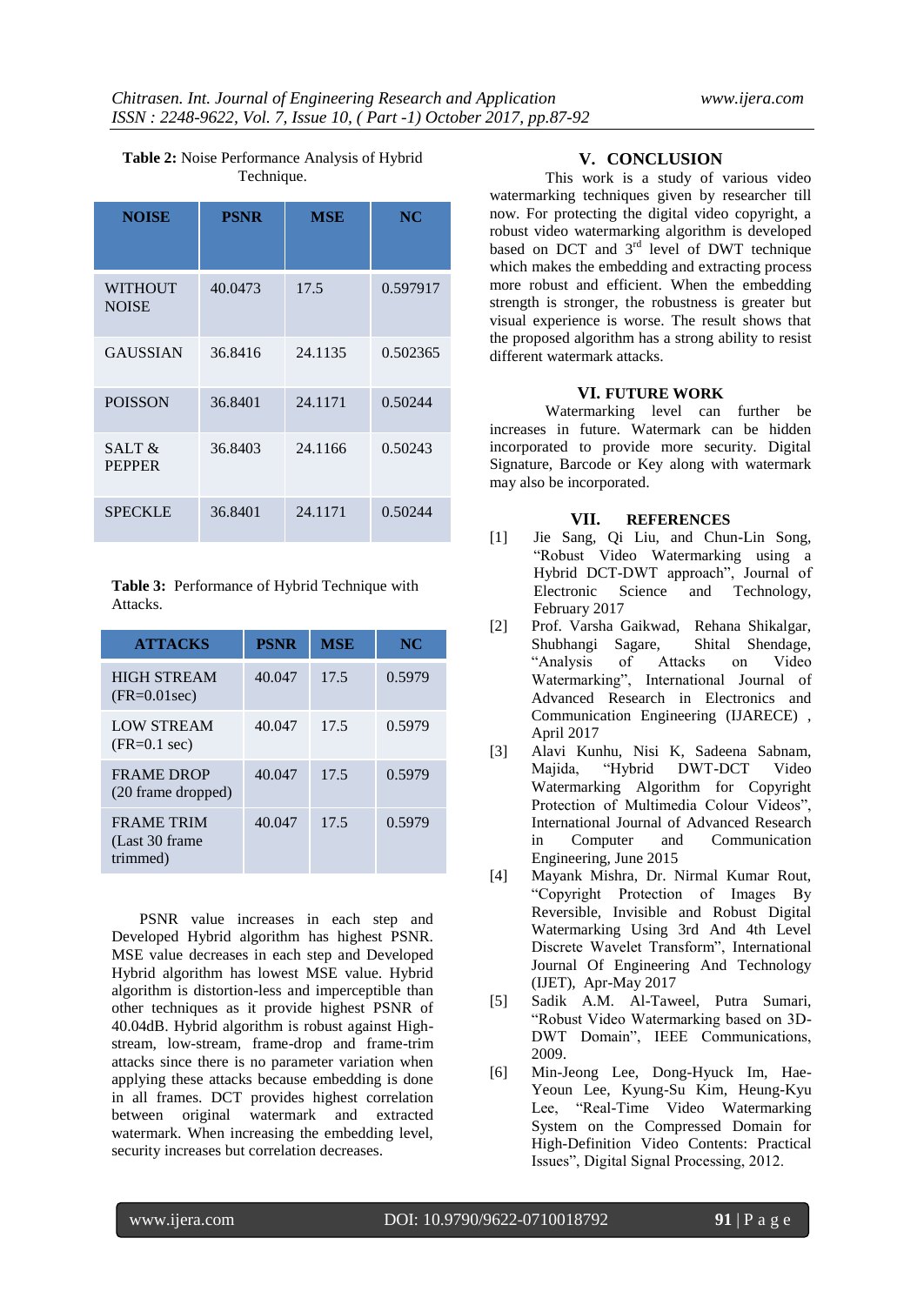**Table 2:** Noise Performance Analysis of Hybrid Technique.

| NOISE | PSNR | MSE | NC |
|---|---|---|---|
| WITHOUT NOISE | 40.0473 | 17.5 | 0.597917 |
| GAUSSIAN | 36.8416 | 24.1135 | 0.502365 |
| POISSON | 36.8401 | 24.1171 | 0.50244 |
| SALT & PEPPER | 36.8403 | 24.1166 | 0.50243 |
| SPECKLE | 36.8401 | 24.1171 | 0.50244 |

**Table 3:** Performance of Hybrid Technique with Attacks.

| ATTACKS | PSNR | MSE | NC |
|---|---|---|---|
| HIGH STREAM (FR=0.01sec) | 40.047 | 17.5 | 0.5979 |
| LOW STREAM (FR=0.1 sec) | 40.047 | 17.5 | 0.5979 |
| FRAME DROP (20 frame dropped) | 40.047 | 17.5 | 0.5979 |
| FRAME TRIM (Last 30 frame trimmed) | 40.047 | 17.5 | 0.5979 |

PSNR value increases in each step and Developed Hybrid algorithm has highest PSNR. MSE value decreases in each step and Developed Hybrid algorithm has lowest MSE value. Hybrid algorithm is distortion-less and imperceptible than other techniques as it provide highest PSNR of 40.04dB. Hybrid algorithm is robust against High-stream, low-stream, frame-drop and frame-trim attacks since there is no parameter variation when applying these attacks because embedding is done in all frames. DCT provides highest correlation between original watermark and extracted watermark. When increasing the embedding level, security increases but correlation decreases.

## V. CONCLUSION

This work is a study of various video watermarking techniques given by researcher till now. For protecting the digital video copyright, a robust video watermarking algorithm is developed based on DCT and 3rd level of DWT technique which makes the embedding and extracting process more robust and efficient. When the embedding strength is stronger, the robustness is greater but visual experience is worse. The result shows that the proposed algorithm has a strong ability to resist different watermark attacks.

## VI. FUTURE WORK

Watermarking level can further be increases in future. Watermark can be hidden incorporated to provide more security. Digital Signature, Barcode or Key along with watermark may also be incorporated.

## VII. REFERENCES

[1] Jie Sang, Qi Liu, and Chun-Lin Song, "Robust Video Watermarking using a Hybrid DCT-DWT approach", Journal of Electronic Science and Technology, February 2017

[2] Prof. Varsha Gaikwad, Rehana Shikalgar, Shubhangi Sagare, Shital Shendage, "Analysis of Attacks on Video Watermarking", International Journal of Advanced Research in Electronics and Communication Engineering (IJARECE) , April 2017

[3] Alavi Kunhu, Nisi K, Sadeena Sabnam, Majida, "Hybrid DWT-DCT Video Watermarking Algorithm for Copyright Protection of Multimedia Colour Videos", International Journal of Advanced Research in Computer and Communication Engineering, June 2015

[4] Mayank Mishra, Dr. Nirmal Kumar Rout, "Copyright Protection of Images By Reversible, Invisible and Robust Digital Watermarking Using 3rd And 4th Level Discrete Wavelet Transform", International Journal Of Engineering And Technology (IJET), Apr-May 2017

[5] Sadik A.M. Al-Taweel, Putra Sumari, "Robust Video Watermarking based on 3D-DWT Domain", IEEE Communications, 2009.

[6] Min-Jeong Lee, Dong-Hyuck Im, Hae-Yeoun Lee, Kyung-Su Kim, Heung-Kyu Lee, "Real-Time Video Watermarking System on the Compressed Domain for High-Definition Video Contents: Practical Issues", Digital Signal Processing, 2012.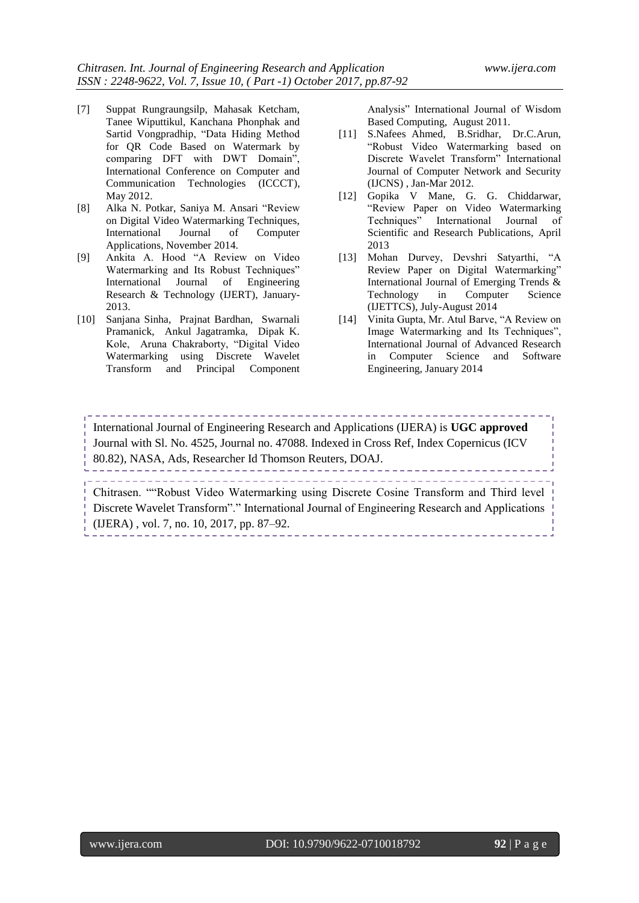[7] Suppat Rungraungsilp, Mahasak Ketcham, Tanee Wiputtikul, Kanchana Phonphak and Sartid Vongpradhip, "Data Hiding Method for QR Code Based on Watermark by comparing DFT with DWT Domain", International Conference on Computer and Communication Technologies (ICCCT), May 2012.

[8] Alka N. Potkar, Saniya M. Ansari "Review on Digital Video Watermarking Techniques, International Journal of Computer Applications, November 2014.

[9] Ankita A. Hood "A Review on Video Watermarking and Its Robust Techniques" International Journal of Engineering Research & Technology (IJERT), January-2013.

[10] Sanjana Sinha, Prajnat Bardhan, Swarnali Pramanick, Ankul Jagatramka, Dipak K. Kole, Aruna Chakraborty, "Digital Video Watermarking using Discrete Wavelet Transform and Principal Component Analysis" International Journal of Wisdom Based Computing, August 2011.

[11] S.Nafees Ahmed, B.Sridhar, Dr.C.Arun, "Robust Video Watermarking based on Discrete Wavelet Transform" International Journal of Computer Network and Security (IJCNS) , Jan-Mar 2012.

[12] Gopika V Mane, G. G. Chiddarwar, "Review Paper on Video Watermarking Techniques" International Journal of Scientific and Research Publications, April 2013

[13] Mohan Durvey, Devshri Satyarthi, "A Review Paper on Digital Watermarking" International Journal of Emerging Trends & Technology in Computer Science (IJETTCS), July-August 2014

[14] Vinita Gupta, Mr. Atul Barve, "A Review on Image Watermarking and Its Techniques", International Journal of Advanced Research in Computer Science and Software Engineering, January 2014

International Journal of Engineering Research and Applications (IJERA) is **UGC approved** Journal with Sl. No. 4525, Journal no. 47088. Indexed in Cross Ref, Index Copernicus (ICV 80.82), NASA, Ads, Researcher Id Thomson Reuters, DOAJ.

Chitrasen. ""Robust Video Watermarking using Discrete Cosine Transform and Third level Discrete Wavelet Transform"." International Journal of Engineering Research and Applications (IJERA) , vol. 7, no. 10, 2017, pp. 87–92.